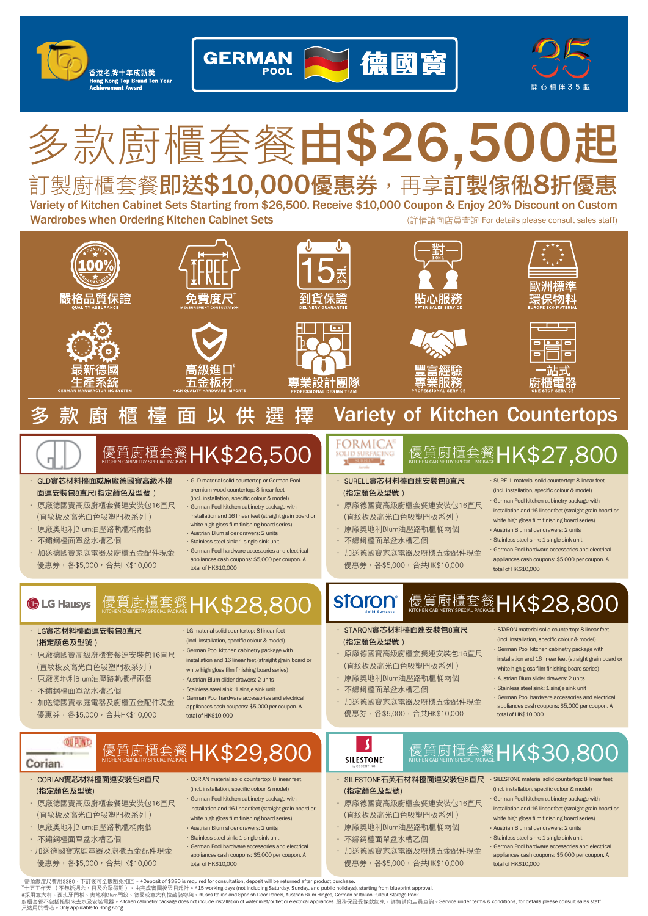香港名牌十年成就獎
Hong Kong Top Brand Ten Year Achievement Award

GERMAN POOL 德國寶

開心相伴35載

# 多款廚櫃套餐由$26,500起

## 訂製廚櫃套餐即送$10,000優惠券，再享訂製傢俬8折優惠

**Variety of Kitchen Cabinet Sets Starting from $26,500. Receive $10,000 Coupon & Enjoy 20% Discount on Custom Wardrobes when Ordering Kitchen Cabinet Sets**

(詳情請向店員查詢 For details please consult sales staff)

- 嚴格品質保證 QUALITY ASSURANCE
- 免費度尺+ MEASUREMENT CONSULTATION
- 到貨保證 DELIVERY GUARANTEE (15天 DAYS)
- 貼心服務 AFTER SALES SERVICE (一對一 1-ON-1)
- 歐洲標準環保物料 EUROPE ECO-MATERIAL
- 最新德國生產系統 GERMAN MANUFACTURING SYSTEM
- 高級進口#五金板材 HIGH QUALITY HARDWARE IMPORTS
- 專業設計團隊 PROFESSIONAL DESIGN TEAM
- 豐富經驗專業服務 PROFESSIONAL SERVICE
- 一站式廚櫃電器 ONE STOP SERVICE

## 多款廚櫃檯面以供選擇 Variety of Kitchen Countertops

### GLD 優質廚櫃套餐 KITCHEN CABINETRY SPECIAL PACKAGE HK$26,500

- GLD實芯材料檯面或原廠德國寶高級木檯面連安裝包8直尺(指定顏色及型號)
- 原廠德國寶高級廚櫃套餐連安裝包16直尺(直紋板及高光白色吸塑門板系列)
- 原廠奧地利Blum油壓路軌櫃桶兩個
- 不鏽鋼檯面單盆水槽乙個
- 加送德國寶家庭電器及廚櫃五金配件現金優惠券，各$5,000，合共HK$10,000

- GLD material solid countertop or German Pool premium wood countertop: 8 linear feet (incl. installation, specific colour & model)
- German Pool kitchen cabinetry package with installation and 16 linear feet (straight grain board or white high gloss film finishing board series)
- Austrian Blum slider drawers: 2 units
- Stainless steel sink: 1 single sink unit
- German Pool hardware accessories and electrical appliances cash coupons: $5,000 per coupon. A total of HK$10,000

### FORMICA SOLID SURFACING 優質廚櫃套餐 KITCHEN CABINETRY SPECIAL PACKAGE HK$27,800

- SURELL實芯材料檯面連安裝包8直尺(指定顏色及型號)
- 原廠德國寶高級廚櫃套餐連安裝包16直尺(直紋板及高光白色吸塑門板系列)
- 原廠奧地利Blum油壓路軌櫃桶兩個
- 不鏽鋼檯面單盆水槽乙個
- 加送德國寶家庭電器及廚櫃五金配件現金優惠券，各$5,000，合共HK$10,000

- SURELL material solid countertop: 8 linear feet (incl. installation, specific colour & model)
- German Pool kitchen cabinetry package with installation and 16 linear feet (straight grain board or white high gloss film finishing board series)
- Austrian Blum slider drawers: 2 units
- Stainless steel sink: 1 single sink unit
- German Pool hardware accessories and electrical appliances cash coupons: $5,000 per coupon. A total of HK$10,000

### LG Hausys 優質廚櫃套餐 KITCHEN CABINETRY SPECIAL PACKAGE HK$28,800

- LG實芯材料檯面連安裝包8直尺(指定顏色及型號)
- 原廠德國寶高級廚櫃套餐連安裝包16直尺(直紋板及高光白色吸塑門板系列)
- 原廠奧地利Blum油壓路軌櫃桶兩個
- 不鏽鋼檯面單盆水槽乙個
- 加送德國寶家庭電器及廚櫃五金配件現金優惠券，各$5,000，合共HK$10,000

- LG material solid countertop: 8 linear feet (incl. installation, specific colour & model)
- German Pool kitchen cabinetry package with installation and 16 linear feet (straight grain board or white high gloss film finishing board series)
- Austrian Blum slider drawers: 2 units
- Stainless steel sink: 1 single sink unit
- German Pool hardware accessories and electrical appliances cash coupons: $5,000 per coupon. A total of HK$10,000

### staron Solid Surfaces 優質廚櫃套餐 KITCHEN CABINETRY SPECIAL PACKAGE HK$28,800

- STARON實芯材料檯面連安裝包8直尺(指定顏色及型號)
- 原廠德國寶高級廚櫃套餐連安裝包16直尺(直紋板及高光白色吸塑門板系列)
- 原廠奧地利Blum油壓路軌櫃桶兩個
- 不鏽鋼檯面單盆水槽乙個
- 加送德國寶家庭電器及廚櫃五金配件現金優惠券，各$5,000，合共HK$10,000

- STARON material solid countertop: 8 linear feet (incl. installation, specific colour & model)
- German Pool kitchen cabinetry package with installation and 16 linear feet (straight grain board or white high gloss film finishing board series)
- Austrian Blum slider drawers: 2 units
- Stainless steel sink: 1 single sink unit
- German Pool hardware accessories and electrical appliances cash coupons: $5,000 per coupon. A total of HK$10,000

### DUPONT Corian 優質廚櫃套餐 KITCHEN CABINETRY SPECIAL PACKAGE HK$29,800

- CORIAN實芯材料檯面連安裝包8直尺(指定顏色及型號)
- 原廠德國寶高級廚櫃套餐連安裝包16直尺(直紋板及高光白色吸塑門板系列)
- 原廠奧地利Blum油壓路軌櫃桶兩個
- 不鏽鋼檯面單盆水槽乙個
- 加送德國寶家庭電器及廚櫃五金配件現金優惠券，各$5,000，合共HK$10,000

- CORIAN material solid countertop: 8 linear feet (incl. installation, specific colour & model)
- German Pool kitchen cabinetry package with installation and 16 linear feet (straight grain board or white high gloss film finishing board series)
- Austrian Blum slider drawers: 2 units
- Stainless steel sink: 1 single sink unit
- German Pool hardware accessories and electrical appliances cash coupons: $5,000 per coupon. A total of HK$10,000

### SILESTONE by COSENTINO 優質廚櫃套餐 KITCHEN CABINETRY SPECIAL PACKAGE HK$30,800

- SILESTONE石英石材料檯面連安裝包8直尺(指定顏色及型號)
- 原廠德國寶高級廚櫃套餐連安裝包16直尺(直紋板及高光白色吸塑門板系列)
- 原廠奧地利Blum油壓路軌櫃桶兩個
- 不鏽鋼檯面單盆水槽乙個
- 加送德國寶家庭電器及廚櫃五金配件現金優惠券，各$5,000，合共HK$10,000

- SILESTONE material solid countertop: 8 linear feet (incl. installation, specific colour & model)
- German Pool kitchen cabinetry package with installation and 16 linear feet (straight grain board or white high gloss film finishing board series)
- Austrian Blum slider drawers: 2 units
- Stainless steel sink: 1 single sink unit
- German Pool hardware accessories and electrical appliances cash coupons: $5,000 per coupon. A total of HK$10,000

+需預繳度尺費用$380，下訂後可全數退免扣回。+Deposit of $380 is required for consultation, deposit will be returned after product purchase.
*十五工作天（不包括週六、日及公眾假期），由完成審圖後翌日起計。*15 working days (not including Saturday, Sunday, and public holidays), starting from blueprint approval.
#採用意大利、西班牙門板、奧地利Blum門鉸、德國或意大利拉籃儲物架。#Uses Italian and Spanish Door Panels, Austrian Blum Hinges, German or Italian Pullout Storage Rack.
廚櫃套餐不包括接駁來去水及安裝電器。Kitchen cabinetry package does not include installation of water inlet/outlet or electrical appliances. 服務保證受條款約束，詳情請向店員查詢。Service under terms & conditions, for details please consult sales staff.
只適用於香港。Only applicable to Hong Kong.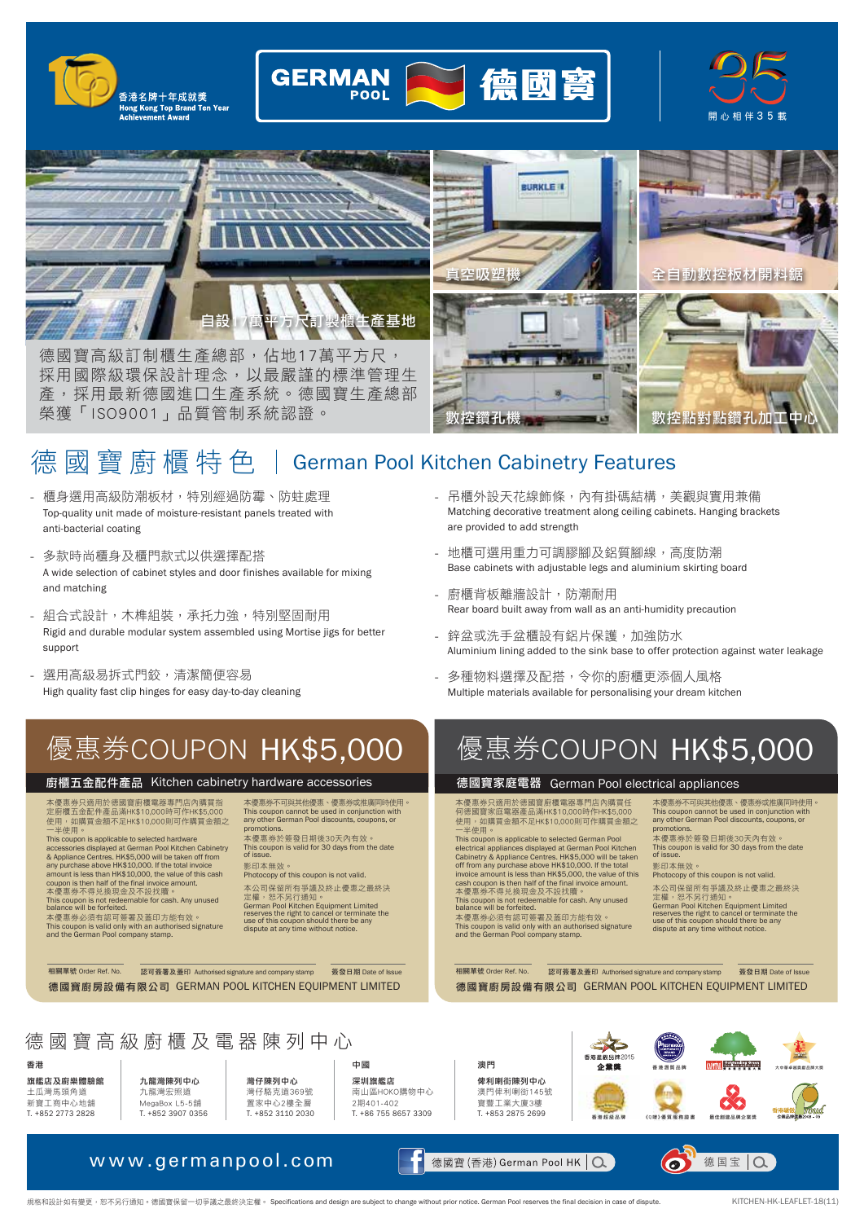香港名牌十年成就獎
Hong Kong Top Brand Ten Year Achievement Award

GERMAN POOL 德國寶

開心相伴35載

自設17萬平方尺訂製櫃生產基地

德國寶高級訂制櫃生產總部，佔地17萬平方尺，採用國際級環保設計理念，以最嚴謹的標準管理生產，採用最新德國進口生產系統。德國寶生產總部榮獲「ISO9001」品質管制系統認證。

真空吸塑機

全自動數控板材開料鋸

數控鑽孔機

數控點對點鑽孔加工中心

# 德國寶廚櫃特色 | German Pool Kitchen Cabinetry Features

- 櫃身選用高級防潮板材，特別經過防霉、防蛀處理
  Top-quality unit made of moisture-resistant panels treated with anti-bacterial coating
- 多款時尚櫃身及櫃門款式以供選擇配搭
  A wide selection of cabinet styles and door finishes available for mixing and matching
- 組合式設計，木榫組裝，承托力強，特別堅固耐用
  Rigid and durable modular system assembled using Mortise jigs for better support
- 選用高級易拆式門鉸，清潔簡便容易
  High quality fast clip hinges for easy day-to-day cleaning
- 吊櫃外設天花線飾條，內有掛碼結構，美觀與實用兼備
  Matching decorative treatment along ceiling cabinets. Hanging brackets are provided to add strength
- 地櫃可選用重力可調膠腳及鋁質腳線，高度防潮
  Base cabinets with adjustable legs and aluminium skirting board
- 廚櫃背板離牆設計，防潮耐用
  Rear board built away from wall as an anti-humidity precaution
- 鋅盆或洗手盆櫃設有鋁片保護，加強防水
  Aluminium lining added to the sink base to offer protection against water leakage
- 多種物料選擇及配搭，令你的廚櫃更添個人風格
  Multiple materials available for personalising your dream kitchen

## 優惠券COUPON HK$5,000

**廚櫃五金配件產品** Kitchen cabinetry hardware accessories

本優惠券只適用於德國寶廚櫃電器專門店內購買指定廚櫃五金配件產品滿HK$10,000時可作HK$5,000使用，如購買金額不足HK$10,000則可作購買金額之一半使用。
This coupon is applicable to selected hardware accessories displayed at German Pool Kitchen Cabinetry & Appliance Centres. HK$5,000 will be taken off from any purchase above HK$10,000. If the total invoice amount is less than HK$10,000, the value of this cash coupon is then half of the final invoice amount.
本優惠券不得兌換現金及不設找贖。
This coupon is not redeemable for cash. Any unused balance will be forfeited.
本優惠券必須有認可簽署及蓋印方能有效。
This coupon is valid only with an authorised signature and the German Pool company stamp.

本優惠券不可與其他優惠、優惠券或推廣同時使用。
This coupon cannot be used in conjunction with any other German Pool discounts, coupons, or promotions.
本優惠券於簽發日期後30天內有效。
This coupon is valid for 30 days from the date of issue.
影印本無效。
Photocopy of this coupon is not valid.
本公司保留所有爭議及終止優惠之最終決定權，恕不另行通知。
German Pool Kitchen Equipment Limited reserves the right to cancel or terminate the use of this coupon should there be any dispute at any time without notice.

相關單號 Order Ref. No.　認可簽署及蓋印 Authorised signature and company stamp　簽發日期 Date of Issue

德國寶廚房設備有限公司 GERMAN POOL KITCHEN EQUIPMENT LIMITED

## 優惠券COUPON HK$5,000

**德國寶家庭電器** German Pool electrical appliances

本優惠券只適用於德國寶廚櫃電器專門店內購買任何德國寶家庭電器產品滿HK$10,000時可作HK$5,000使用，如購買金額不足HK$10,000則可作購買金額之一半使用。
This coupon is applicable to selected German Pool electrical appliances displayed at German Pool Kitchen Cabinetry & Appliance Centres. HK$5,000 will be taken off from any purchase above HK$10,000. If the total invoice amount is less than HK$5,000, the value of this cash coupon is then half of the final invoice amount.
本優惠券不得兌換現金及不設找贖。
This coupon is not redeemable for cash. Any unused balance will be forfeited.
本優惠券必須有認可簽署及蓋印方能有效。
This coupon is valid only with an authorised signature and the German Pool company stamp.

本優惠券不可與其他優惠、優惠券或推廣同時使用。
This coupon cannot be used in conjunction with any other German Pool discounts, coupons, or promotions.
本優惠券於簽發日期後30天內有效。
This coupon is valid for 30 days from the date of issue.
影印本無效。
Photocopy of this coupon is not valid.
本公司保留所有爭議及終止優惠之最終決定權，恕不另行通知。
German Pool Kitchen Equipment Limited reserves the right to cancel or terminate the use of this coupon should there be any dispute at any time without notice.

相關單號 Order Ref. No.　認可簽署及蓋印 Authorised signature and company stamp　簽發日期 Date of Issue

德國寶廚房設備有限公司 GERMAN POOL KITCHEN EQUIPMENT LIMITED

## 德國寶高級廚櫃及電器陳列中心

**香港**

**旗艦店及廚藝體驗館**
土瓜灣馬頭角道
新寶工商中心地舖
T. +852 2773 2828

**九龍灣陳列中心**
九龍灣宏照道
MegaBox L5-5舖
T. +852 3907 0356

**灣仔陳列中心**
灣仔駱克道369號
置家中心2樓全層
T. +852 3110 2030

**中國**

**深圳旗艦店**
南山區HOKO購物中心
2期401-402
T. +86 755 8657 3309

**澳門**

**俾利喇街陳列中心**
澳門俾利喇街145號
寶豐工業大廈3樓
T. +853 2875 2699

香港星級品牌2015 企業獎　香港優質品牌　香港超級品牌　(Q嘜)優質服務證書　最佳創建品牌企業獎　大中華卓越獎品牌大獎

www.germanpool.com　德國寶(香港) German Pool HK　德国宝

規格和設計如有變更，恕不另行通知。德國寶保留一切爭議之最終決定權。 Specifications and design are subject to change without prior notice. German Pool reserves the final decision in case of dispute.　KITCHEN-HK-LEAFLET-18(11)